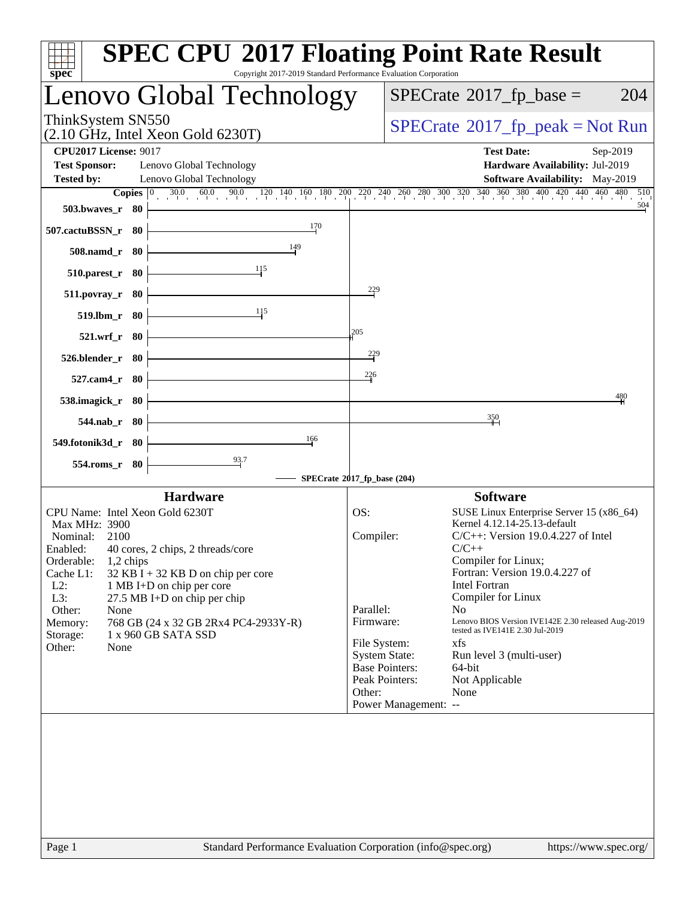# SPEC CPU 2017 Floating Point Rate Result

Copyright 2017-2019 Standard Performance Evaluation Corporation

## Lenovo Global Technology

ThinkSystem SN550
(2.10 GHz, Intel Xeon Gold 6230T)

SPECrate 2017_fp_base = 204

SPECrate 2017_fp_peak = Not Run

**CPU2017 License:** 9017
**Test Sponsor:** Lenovo Global Technology
**Tested by:** Lenovo Global Technology

**Test Date:** Sep-2019
**Hardware Availability:** Jul-2019
**Software Availability:** May-2019

| Benchmark | Copies | SPECrate 2017_fp_base |
|---|---|---|
| 503.bwaves_r | 80 | 504 |
| 507.cactuBSSN_r | 80 | 170 |
| 508.namd_r | 80 | 149 |
| 510.parest_r | 80 | 115 |
| 511.povray_r | 80 | 229 |
| 519.lbm_r | 80 | 115 |
| 521.wrf_r | 80 | 205 |
| 526.blender_r | 80 | 229 |
| 527.cam4_r | 80 | 226 |
| 538.imagick_r | 80 | 480 |
| 544.nab_r | 80 | 350 |
| 549.fotonik3d_r | 80 | 166 |
| 554.roms_r | 80 | 93.7 |

SPECrate 2017_fp_base (204)

### Hardware

| | |
|---|---|
| CPU Name: | Intel Xeon Gold 6230T |
| Max MHz: | 3900 |
| Nominal: | 2100 |
| Enabled: | 40 cores, 2 chips, 2 threads/core |
| Orderable: | 1,2 chips |
| Cache L1: | 32 KB I + 32 KB D on chip per core |
| L2: | 1 MB I+D on chip per core |
| L3: | 27.5 MB I+D on chip per chip |
| Other: | None |
| Memory: | 768 GB (24 x 32 GB 2Rx4 PC4-2933Y-R) |
| Storage: | 1 x 960 GB SATA SSD |
| Other: | None |

### Software

| | |
|---|---|
| OS: | SUSE Linux Enterprise Server 15 (x86_64) Kernel 4.12.14-25.13-default |
| Compiler: | C/C++: Version 19.0.4.227 of Intel C/C++ Compiler for Linux; Fortran: Version 19.0.4.227 of Intel Fortran Compiler for Linux |
| Parallel: | No |
| Firmware: | Lenovo BIOS Version IVE142E 2.30 released Aug-2019 tested as IVE141E 2.30 Jul-2019 |
| File System: | xfs |
| System State: | Run level 3 (multi-user) |
| Base Pointers: | 64-bit |
| Peak Pointers: | Not Applicable |
| Other: | None |
| Power Management: | -- |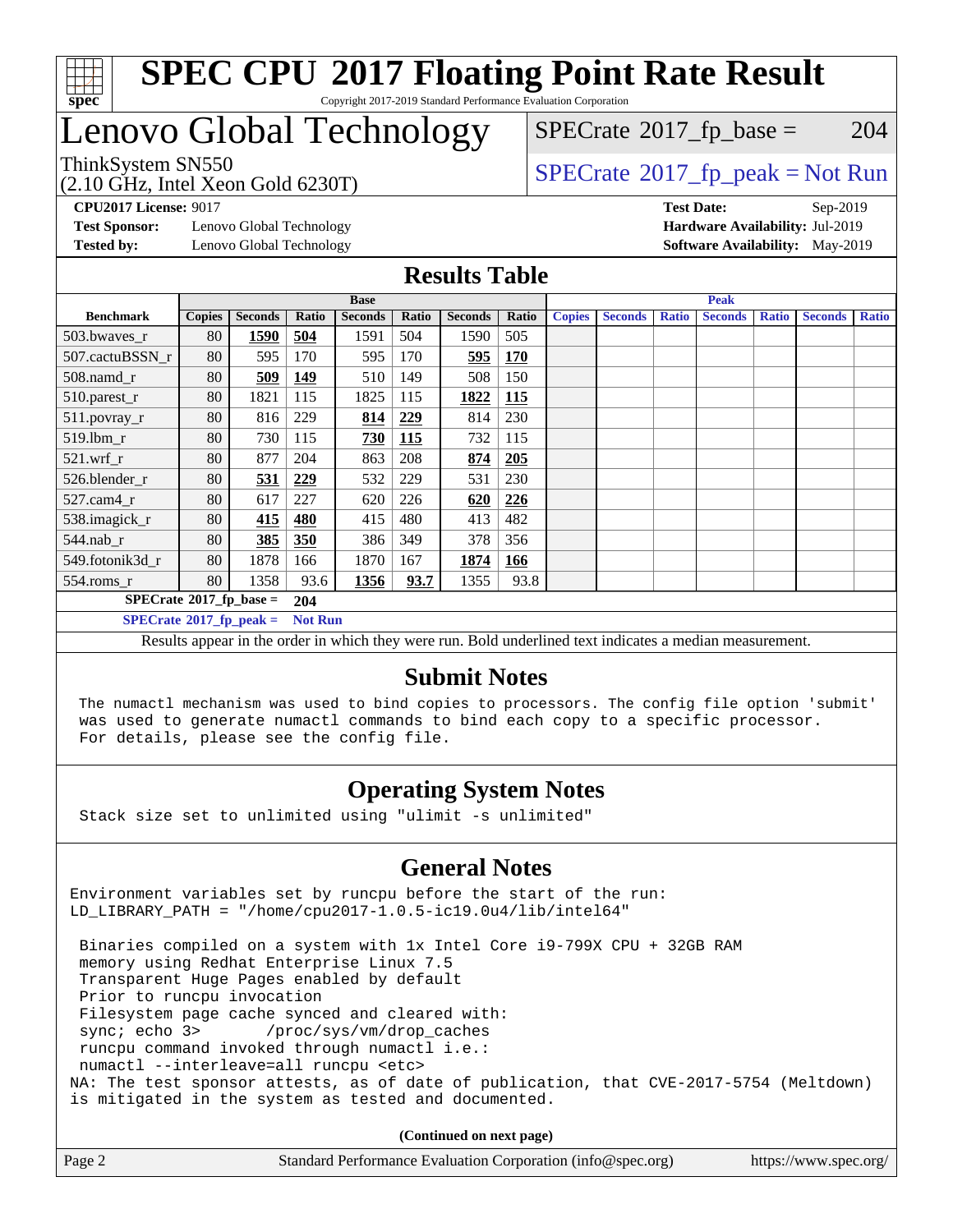# SPEC CPU 2017 Floating Point Rate Result

Copyright 2017-2019 Standard Performance Evaluation Corporation

# Lenovo Global Technology

ThinkSystem SN550
(2.10 GHz, Intel Xeon Gold 6230T)

SPECrate 2017_fp_base = 204

SPECrate 2017_fp_peak = Not Run

**CPU2017 License:** 9017
**Test Sponsor:** Lenovo Global Technology
**Tested by:** Lenovo Global Technology

**Test Date:** Sep-2019
**Hardware Availability:** Jul-2019
**Software Availability:** May-2019

## Results Table

| | Base | | | | | | | Peak | | | | | | |
|---|---|---|---|---|---|---|---|---|---|---|---|---|---|---|
| **Benchmark** | **Copies** | **Seconds** | **Ratio** | **Seconds** | **Ratio** | **Seconds** | **Ratio** | **Copies** | **Seconds** | **Ratio** | **Seconds** | **Ratio** | **Seconds** | **Ratio** |
| 503.bwaves_r | 80 | **1590** | **504** | 1591 | 504 | 1590 | 505 | | | | | | | |
| 507.cactuBSSN_r | 80 | 595 | 170 | 595 | 170 | **595** | **170** | | | | | | | |
| 508.namd_r | 80 | **509** | **149** | 510 | 149 | 508 | 150 | | | | | | | |
| 510.parest_r | 80 | 1821 | 115 | 1825 | 115 | **1822** | **115** | | | | | | | |
| 511.povray_r | 80 | 816 | 229 | **814** | **229** | 814 | 230 | | | | | | | |
| 519.lbm_r | 80 | 730 | 115 | **730** | **115** | 732 | 115 | | | | | | | |
| 521.wrf_r | 80 | 877 | 204 | 863 | 208 | **874** | **205** | | | | | | | |
| 526.blender_r | 80 | **531** | **229** | 532 | 229 | 531 | 230 | | | | | | | |
| 527.cam4_r | 80 | 617 | 227 | 620 | 226 | **620** | **226** | | | | | | | |
| 538.imagick_r | 80 | **415** | **480** | 415 | 480 | 413 | 482 | | | | | | | |
| 544.nab_r | 80 | **385** | **350** | 386 | 349 | 378 | 356 | | | | | | | |
| 549.fotonik3d_r | 80 | 1878 | 166 | 1870 | 167 | **1874** | **166** | | | | | | | |
| 554.roms_r | 80 | 1358 | 93.6 | **1356** | **93.7** | 1355 | 93.8 | | | | | | | |

**SPECrate 2017_fp_base = 204**

**SPECrate 2017_fp_peak = Not Run**

Results appear in the order in which they were run. Bold underlined text indicates a median measurement.

## Submit Notes

The numactl mechanism was used to bind copies to processors. The config file option 'submit' was used to generate numactl commands to bind each copy to a specific processor. For details, please see the config file.

## Operating System Notes

Stack size set to unlimited using "ulimit -s unlimited"

## General Notes

```
Environment variables set by runcpu before the start of the run:
LD_LIBRARY_PATH = "/home/cpu2017-1.0.5-ic19.0u4/lib/intel64"

 Binaries compiled on a system with 1x Intel Core i9-799X CPU + 32GB RAM
 memory using Redhat Enterprise Linux 7.5
 Transparent Huge Pages enabled by default
 Prior to runcpu invocation
 Filesystem page cache synced and cleared with:
 sync; echo 3>       /proc/sys/vm/drop_caches
 runcpu command invoked through numactl i.e.:
 numactl --interleave=all runcpu <etc>
NA: The test sponsor attests, as of date of publication, that CVE-2017-5754 (Meltdown)
is mitigated in the system as tested and documented.
```

**(Continued on next page)**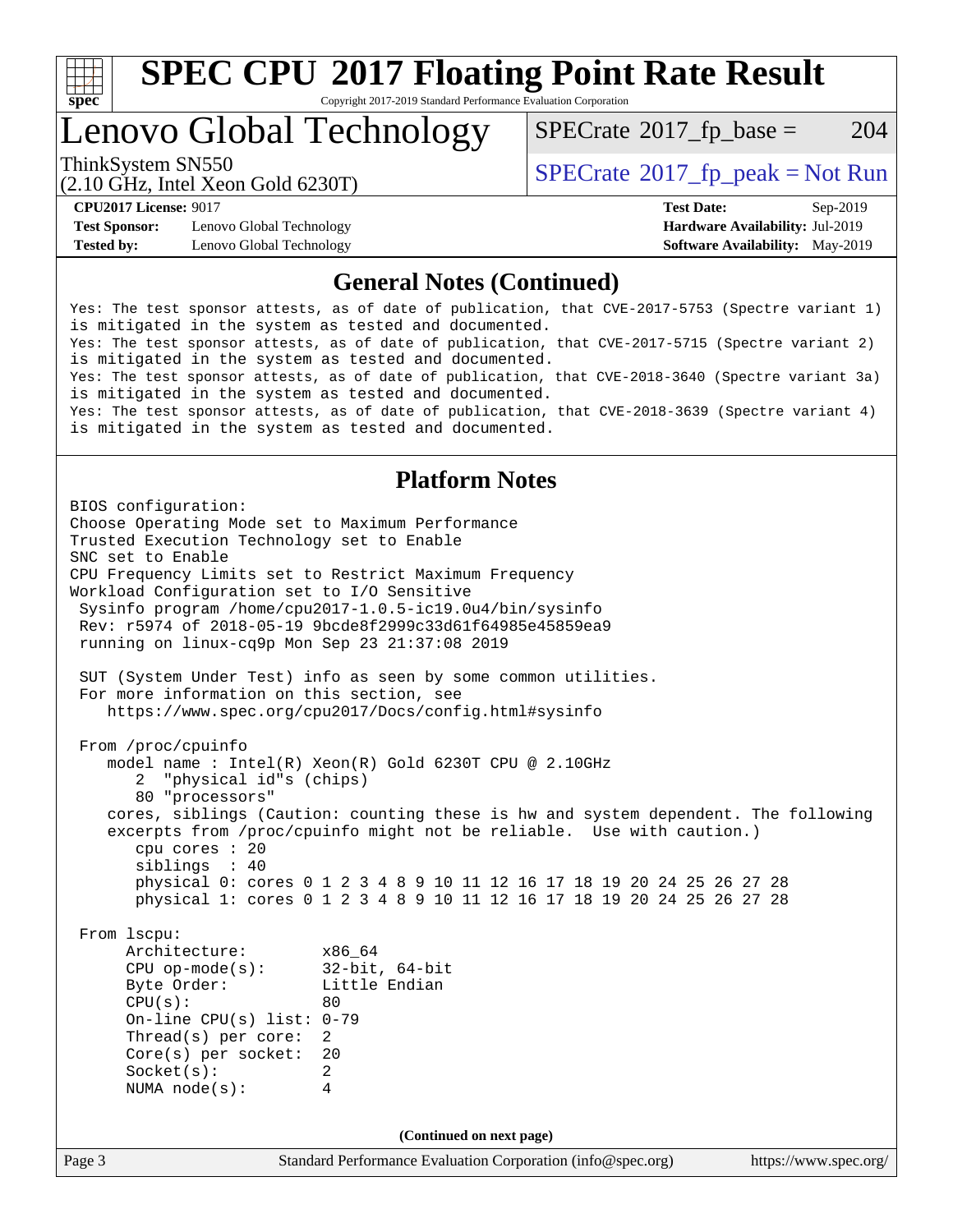# SPEC CPU 2017 Floating Point Rate Result

Copyright 2017-2019 Standard Performance Evaluation Corporation

## Lenovo Global Technology

ThinkSystem SN550
(2.10 GHz, Intel Xeon Gold 6230T)

SPECrate 2017_fp_base = 204

SPECrate 2017_fp_peak = Not Run

**CPU2017 License:** 9017
**Test Sponsor:** Lenovo Global Technology
**Tested by:** Lenovo Global Technology

**Test Date:** Sep-2019
**Hardware Availability:** Jul-2019
**Software Availability:** May-2019

### General Notes (Continued)

```
Yes: The test sponsor attests, as of date of publication, that CVE-2017-5753 (Spectre variant 1)
is mitigated in the system as tested and documented.
Yes: The test sponsor attests, as of date of publication, that CVE-2017-5715 (Spectre variant 2)
is mitigated in the system as tested and documented.
Yes: The test sponsor attests, as of date of publication, that CVE-2018-3640 (Spectre variant 3a)
is mitigated in the system as tested and documented.
Yes: The test sponsor attests, as of date of publication, that CVE-2018-3639 (Spectre variant 4)
is mitigated in the system as tested and documented.
```

### Platform Notes

```
BIOS configuration:
Choose Operating Mode set to Maximum Performance
Trusted Execution Technology set to Enable
SNC set to Enable
CPU Frequency Limits set to Restrict Maximum Frequency
Workload Configuration set to I/O Sensitive
 Sysinfo program /home/cpu2017-1.0.5-ic19.0u4/bin/sysinfo
 Rev: r5974 of 2018-05-19 9bcde8f2999c33d61f64985e45859ea9
 running on linux-cq9p Mon Sep 23 21:37:08 2019

 SUT (System Under Test) info as seen by some common utilities.
 For more information on this section, see
    https://www.spec.org/cpu2017/Docs/config.html#sysinfo

 From /proc/cpuinfo
    model name : Intel(R) Xeon(R) Gold 6230T CPU @ 2.10GHz
       2  "physical id"s (chips)
       80 "processors"
    cores, siblings (Caution: counting these is hw and system dependent. The following
    excerpts from /proc/cpuinfo might not be reliable.  Use with caution.)
       cpu cores : 20
       siblings  : 40
       physical 0: cores 0 1 2 3 4 8 9 10 11 12 16 17 18 19 20 24 25 26 27 28
       physical 1: cores 0 1 2 3 4 8 9 10 11 12 16 17 18 19 20 24 25 26 27 28

 From lscpu:
      Architecture:        x86_64
      CPU op-mode(s):      32-bit, 64-bit
      Byte Order:          Little Endian
      CPU(s):              80
      On-line CPU(s) list: 0-79
      Thread(s) per core:  2
      Core(s) per socket:  20
      Socket(s):           2
      NUMA node(s):        4
```

(Continued on next page)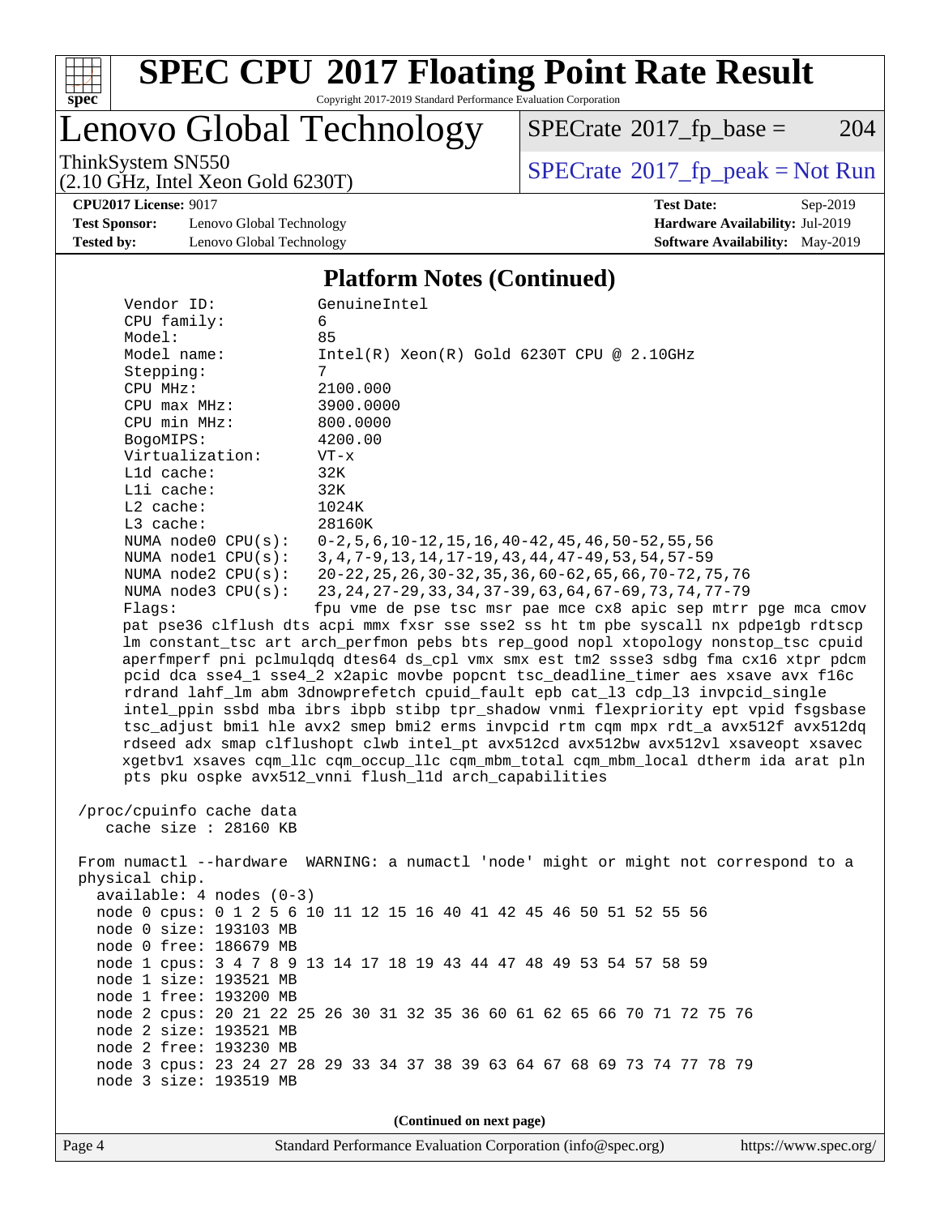## Platform Notes (Continued)

```
     Vendor ID:           GenuineIntel
     CPU family:          6
     Model:               85
     Model name:          Intel(R) Xeon(R) Gold 6230T CPU @ 2.10GHz
     Stepping:            7
     CPU MHz:             2100.000
     CPU max MHz:         3900.0000
     CPU min MHz:         800.0000
     BogoMIPS:            4200.00
     Virtualization:      VT-x
     L1d cache:           32K
     L1i cache:           32K
     L2 cache:            1024K
     L3 cache:            28160K
     NUMA node0 CPU(s):   0-2,5,6,10-12,15,16,40-42,45,46,50-52,55,56
     NUMA node1 CPU(s):   3,4,7-9,13,14,17-19,43,44,47-49,53,54,57-59
     NUMA node2 CPU(s):   20-22,25,26,30-32,35,36,60-62,65,66,70-72,75,76
     NUMA node3 CPU(s):   23,24,27-29,33,34,37-39,63,64,67-69,73,74,77-79
     Flags:               fpu vme de pse tsc msr pae mce cx8 apic sep mtrr pge mca cmov
     pat pse36 clflush dts acpi mmx fxsr sse sse2 ss ht tm pbe syscall nx pdpe1gb rdtscp
     lm constant_tsc art arch_perfmon pebs bts rep_good nopl xtopology nonstop_tsc cpuid
     aperfmperf pni pclmulqdq dtes64 ds_cpl vmx smx est tm2 ssse3 sdbg fma cx16 xtpr pdcm
     pcid dca sse4_1 sse4_2 x2apic movbe popcnt tsc_deadline_timer aes xsave avx f16c
     rdrand lahf_lm abm 3dnowprefetch cpuid_fault epb cat_l3 cdp_l3 invpcid_single
     intel_ppin ssbd mba ibrs ibpb stibp tpr_shadow vnmi flexpriority ept vpid fsgsbase
     tsc_adjust bmi1 hle avx2 smep bmi2 erms invpcid rtm cqm mpx rdt_a avx512f avx512dq
     rdseed adx smap clflushopt clwb intel_pt avx512cd avx512bw avx512vl xsaveopt xsavec
     xgetbv1 xsaves cqm_llc cqm_occup_llc cqm_mbm_total cqm_mbm_local dtherm ida arat pln
     pts pku ospke avx512_vnni flush_l1d arch_capabilities

 /proc/cpuinfo cache data
    cache size : 28160 KB

 From numactl --hardware  WARNING: a numactl 'node' might or might not correspond to a
 physical chip.
   available: 4 nodes (0-3)
   node 0 cpus: 0 1 2 5 6 10 11 12 15 16 40 41 42 45 46 50 51 52 55 56
   node 0 size: 193103 MB
   node 0 free: 186679 MB
   node 1 cpus: 3 4 7 8 9 13 14 17 18 19 43 44 47 48 49 53 54 57 58 59
   node 1 size: 193521 MB
   node 1 free: 193200 MB
   node 2 cpus: 20 21 22 25 26 30 31 32 35 36 60 61 62 65 66 70 71 72 75 76
   node 2 size: 193521 MB
   node 2 free: 193230 MB
   node 3 cpus: 23 24 27 28 29 33 34 37 38 39 63 64 67 68 69 73 74 77 78 79
   node 3 size: 193519 MB
```

**(Continued on next page)**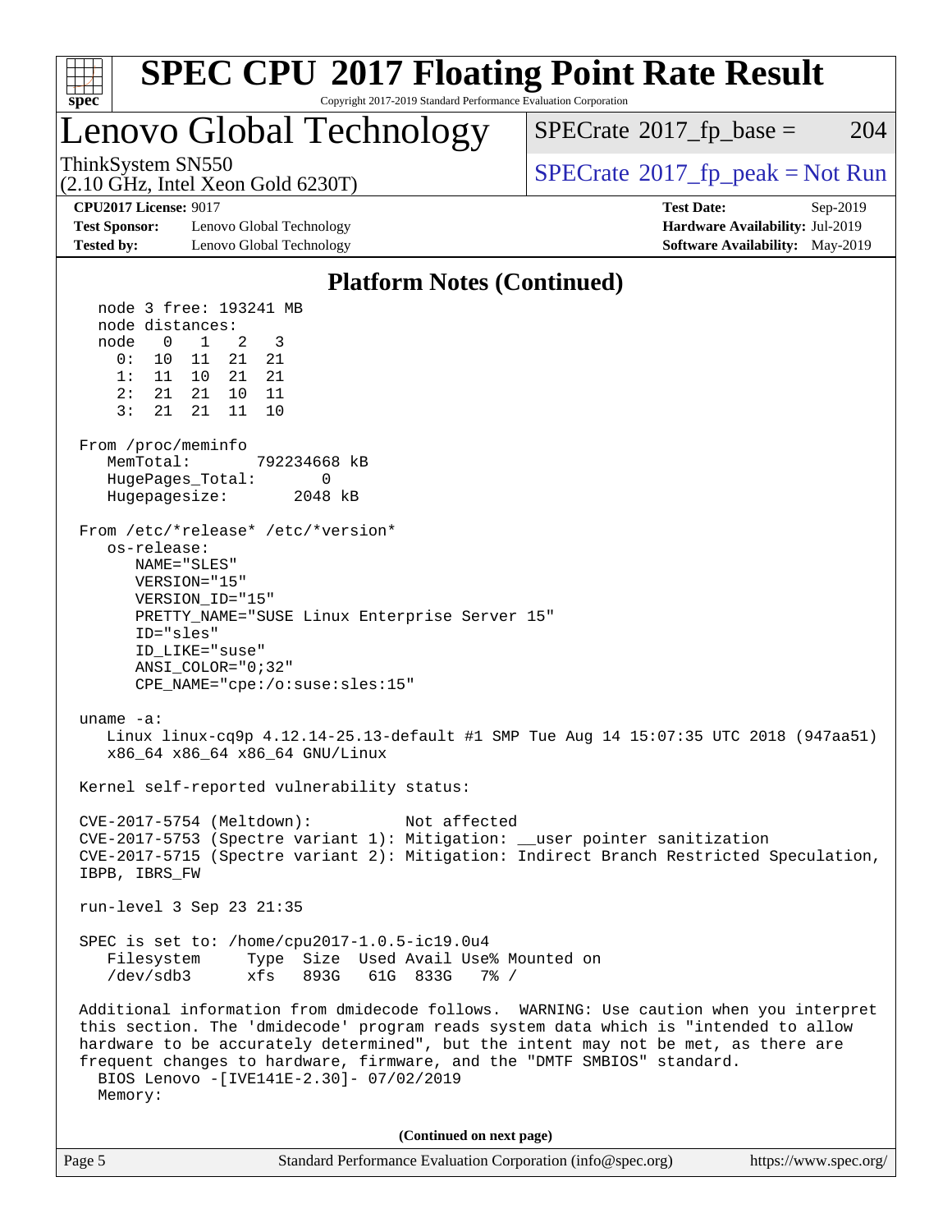# SPEC CPU 2017 Floating Point Rate Result

Copyright 2017-2019 Standard Performance Evaluation Corporation

## Lenovo Global Technology

ThinkSystem SN550
(2.10 GHz, Intel Xeon Gold 6230T)

SPECrate 2017_fp_base = 204

SPECrate 2017_fp_peak = Not Run

**CPU2017 License:** 9017
**Test Sponsor:** Lenovo Global Technology
**Tested by:** Lenovo Global Technology

**Test Date:** Sep-2019
**Hardware Availability:** Jul-2019
**Software Availability:** May-2019

### Platform Notes (Continued)

```
    node 3 free: 193241 MB
    node distances:
    node   0   1   2   3
      0:  10  11  21  21
      1:  11  10  21  21
      2:  21  21  10  11
      3:  21  21  11  10

 From /proc/meminfo
    MemTotal:       792234668 kB
    HugePages_Total:        0
    Hugepagesize:        2048 kB

 From /etc/*release* /etc/*version*
    os-release:
       NAME="SLES"
       VERSION="15"
       VERSION_ID="15"
       PRETTY_NAME="SUSE Linux Enterprise Server 15"
       ID="sles"
       ID_LIKE="suse"
       ANSI_COLOR="0;32"
       CPE_NAME="cpe:/o:suse:sles:15"

 uname -a:
    Linux linux-cq9p 4.12.14-25.13-default #1 SMP Tue Aug 14 15:07:35 UTC 2018 (947aa51)
    x86_64 x86_64 x86_64 GNU/Linux

 Kernel self-reported vulnerability status:

 CVE-2017-5754 (Meltdown):          Not affected
 CVE-2017-5753 (Spectre variant 1): Mitigation: __user pointer sanitization
 CVE-2017-5715 (Spectre variant 2): Mitigation: Indirect Branch Restricted Speculation,
 IBPB, IBRS_FW

 run-level 3 Sep 23 21:35

 SPEC is set to: /home/cpu2017-1.0.5-ic19.0u4
    Filesystem     Type  Size  Used Avail Use% Mounted on
    /dev/sdb3      xfs   893G   61G  833G   7% /

 Additional information from dmidecode follows.  WARNING: Use caution when you interpret
 this section. The 'dmidecode' program reads system data which is "intended to allow
 hardware to be accurately determined", but the intent may not be met, as there are
 frequent changes to hardware, firmware, and the "DMTF SMBIOS" standard.
   BIOS Lenovo -[IVE141E-2.30]- 07/02/2019
   Memory:
```

(Continued on next page)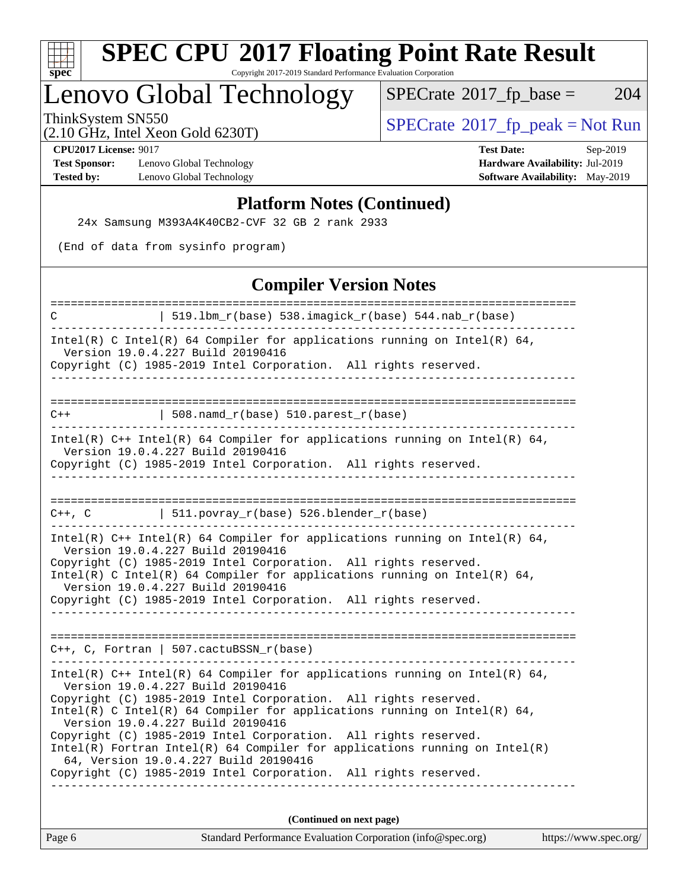## Platform Notes (Continued)

```
    24x Samsung M393A4K40CB2-CVF 32 GB 2 rank 2933

 (End of data from sysinfo program)
```

## Compiler Version Notes

```
==============================================================================
C               | 519.lbm_r(base) 538.imagick_r(base) 544.nab_r(base)
------------------------------------------------------------------------------
Intel(R) C Intel(R) 64 Compiler for applications running on Intel(R) 64,
  Version 19.0.4.227 Build 20190416
Copyright (C) 1985-2019 Intel Corporation.  All rights reserved.
------------------------------------------------------------------------------

==============================================================================
C++             | 508.namd_r(base) 510.parest_r(base)
------------------------------------------------------------------------------
Intel(R) C++ Intel(R) 64 Compiler for applications running on Intel(R) 64,
  Version 19.0.4.227 Build 20190416
Copyright (C) 1985-2019 Intel Corporation.  All rights reserved.
------------------------------------------------------------------------------

==============================================================================
C++, C          | 511.povray_r(base) 526.blender_r(base)
------------------------------------------------------------------------------
Intel(R) C++ Intel(R) 64 Compiler for applications running on Intel(R) 64,
  Version 19.0.4.227 Build 20190416
Copyright (C) 1985-2019 Intel Corporation.  All rights reserved.
Intel(R) C Intel(R) 64 Compiler for applications running on Intel(R) 64,
  Version 19.0.4.227 Build 20190416
Copyright (C) 1985-2019 Intel Corporation.  All rights reserved.
------------------------------------------------------------------------------

==============================================================================
C++, C, Fortran | 507.cactuBSSN_r(base)
------------------------------------------------------------------------------
Intel(R) C++ Intel(R) 64 Compiler for applications running on Intel(R) 64,
  Version 19.0.4.227 Build 20190416
Copyright (C) 1985-2019 Intel Corporation.  All rights reserved.
Intel(R) C Intel(R) 64 Compiler for applications running on Intel(R) 64,
  Version 19.0.4.227 Build 20190416
Copyright (C) 1985-2019 Intel Corporation.  All rights reserved.
Intel(R) Fortran Intel(R) 64 Compiler for applications running on Intel(R)
  64, Version 19.0.4.227 Build 20190416
Copyright (C) 1985-2019 Intel Corporation.  All rights reserved.
------------------------------------------------------------------------------
```

**(Continued on next page)**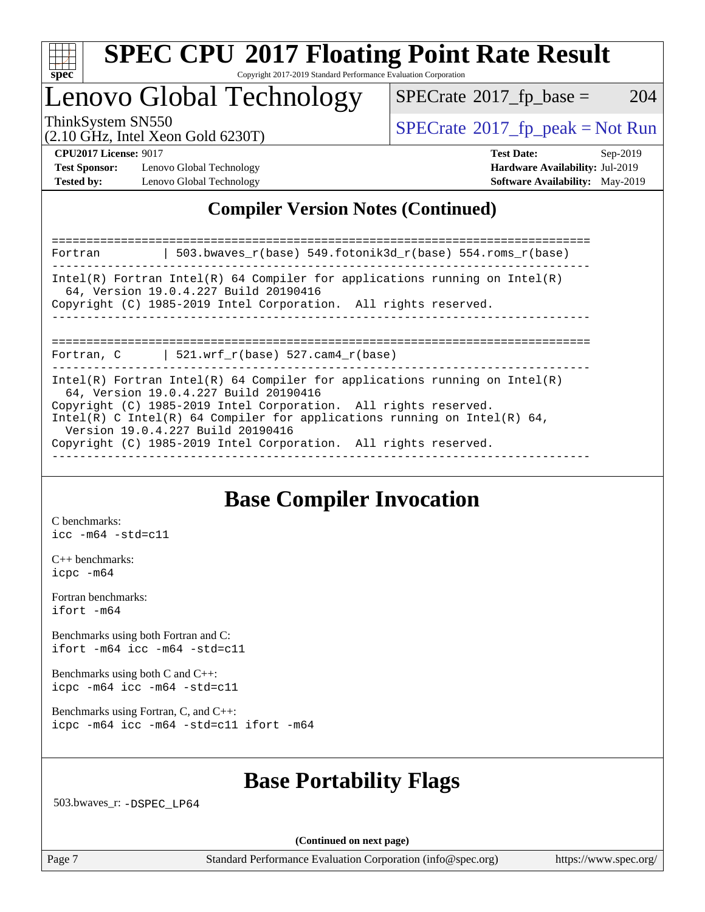## Compiler Version Notes (Continued)

```
==============================================================================
Fortran         | 503.bwaves_r(base) 549.fotonik3d_r(base) 554.roms_r(base)
------------------------------------------------------------------------------
Intel(R) Fortran Intel(R) 64 Compiler for applications running on Intel(R)
  64, Version 19.0.4.227 Build 20190416
Copyright (C) 1985-2019 Intel Corporation.  All rights reserved.
------------------------------------------------------------------------------

==============================================================================
Fortran, C      | 521.wrf_r(base) 527.cam4_r(base)
------------------------------------------------------------------------------
Intel(R) Fortran Intel(R) 64 Compiler for applications running on Intel(R)
  64, Version 19.0.4.227 Build 20190416
Copyright (C) 1985-2019 Intel Corporation.  All rights reserved.
Intel(R) C Intel(R) 64 Compiler for applications running on Intel(R) 64,
  Version 19.0.4.227 Build 20190416
Copyright (C) 1985-2019 Intel Corporation.  All rights reserved.
------------------------------------------------------------------------------
```

## Base Compiler Invocation

C benchmarks:
`icc -m64 -std=c11`

C++ benchmarks:
`icpc -m64`

Fortran benchmarks:
`ifort -m64`

Benchmarks using both Fortran and C:
`ifort -m64 icc -m64 -std=c11`

Benchmarks using both C and C++:
`icpc -m64 icc -m64 -std=c11`

Benchmarks using Fortran, C, and C++:
`icpc -m64 icc -m64 -std=c11 ifort -m64`

## Base Portability Flags

503.bwaves_r: `-DSPEC_LP64`

**(Continued on next page)**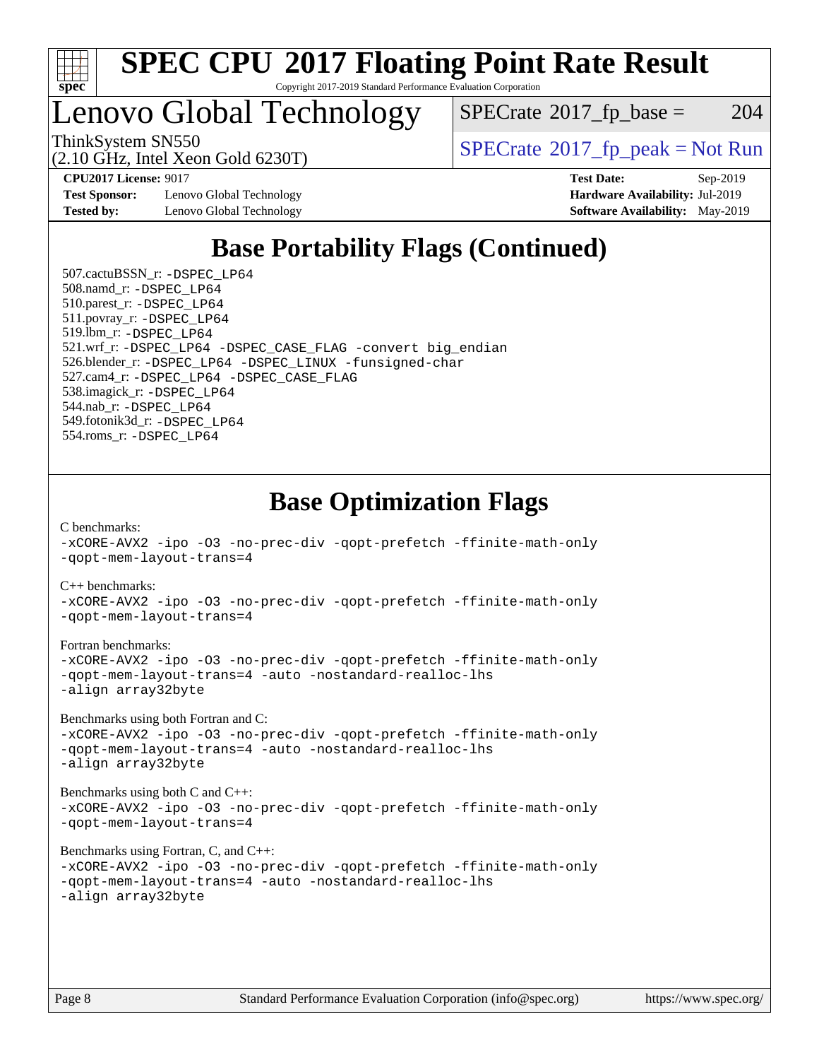# SPEC CPU 2017 Floating Point Rate Result

Copyright 2017-2019 Standard Performance Evaluation Corporation

## Lenovo Global Technology

ThinkSystem SN550
(2.10 GHz, Intel Xeon Gold 6230T)

SPECrate 2017_fp_base = 204

SPECrate 2017_fp_peak = Not Run

**CPU2017 License:** 9017
**Test Sponsor:** Lenovo Global Technology
**Tested by:** Lenovo Global Technology

**Test Date:** Sep-2019
**Hardware Availability:** Jul-2019
**Software Availability:** May-2019

## Base Portability Flags (Continued)

507.cactuBSSN_r: -DSPEC_LP64
508.namd_r: -DSPEC_LP64
510.parest_r: -DSPEC_LP64
511.povray_r: -DSPEC_LP64
519.lbm_r: -DSPEC_LP64
521.wrf_r: -DSPEC_LP64 -DSPEC_CASE_FLAG -convert big_endian
526.blender_r: -DSPEC_LP64 -DSPEC_LINUX -funsigned-char
527.cam4_r: -DSPEC_LP64 -DSPEC_CASE_FLAG
538.imagick_r: -DSPEC_LP64
544.nab_r: -DSPEC_LP64
549.fotonik3d_r: -DSPEC_LP64
554.roms_r: -DSPEC_LP64

## Base Optimization Flags

C benchmarks:
-xCORE-AVX2 -ipo -O3 -no-prec-div -qopt-prefetch -ffinite-math-only
-qopt-mem-layout-trans=4

C++ benchmarks:
-xCORE-AVX2 -ipo -O3 -no-prec-div -qopt-prefetch -ffinite-math-only
-qopt-mem-layout-trans=4

Fortran benchmarks:
-xCORE-AVX2 -ipo -O3 -no-prec-div -qopt-prefetch -ffinite-math-only
-qopt-mem-layout-trans=4 -auto -nostandard-realloc-lhs
-align array32byte

Benchmarks using both Fortran and C:
-xCORE-AVX2 -ipo -O3 -no-prec-div -qopt-prefetch -ffinite-math-only
-qopt-mem-layout-trans=4 -auto -nostandard-realloc-lhs
-align array32byte

Benchmarks using both C and C++:
-xCORE-AVX2 -ipo -O3 -no-prec-div -qopt-prefetch -ffinite-math-only
-qopt-mem-layout-trans=4

Benchmarks using Fortran, C, and C++:
-xCORE-AVX2 -ipo -O3 -no-prec-div -qopt-prefetch -ffinite-math-only
-qopt-mem-layout-trans=4 -auto -nostandard-realloc-lhs
-align array32byte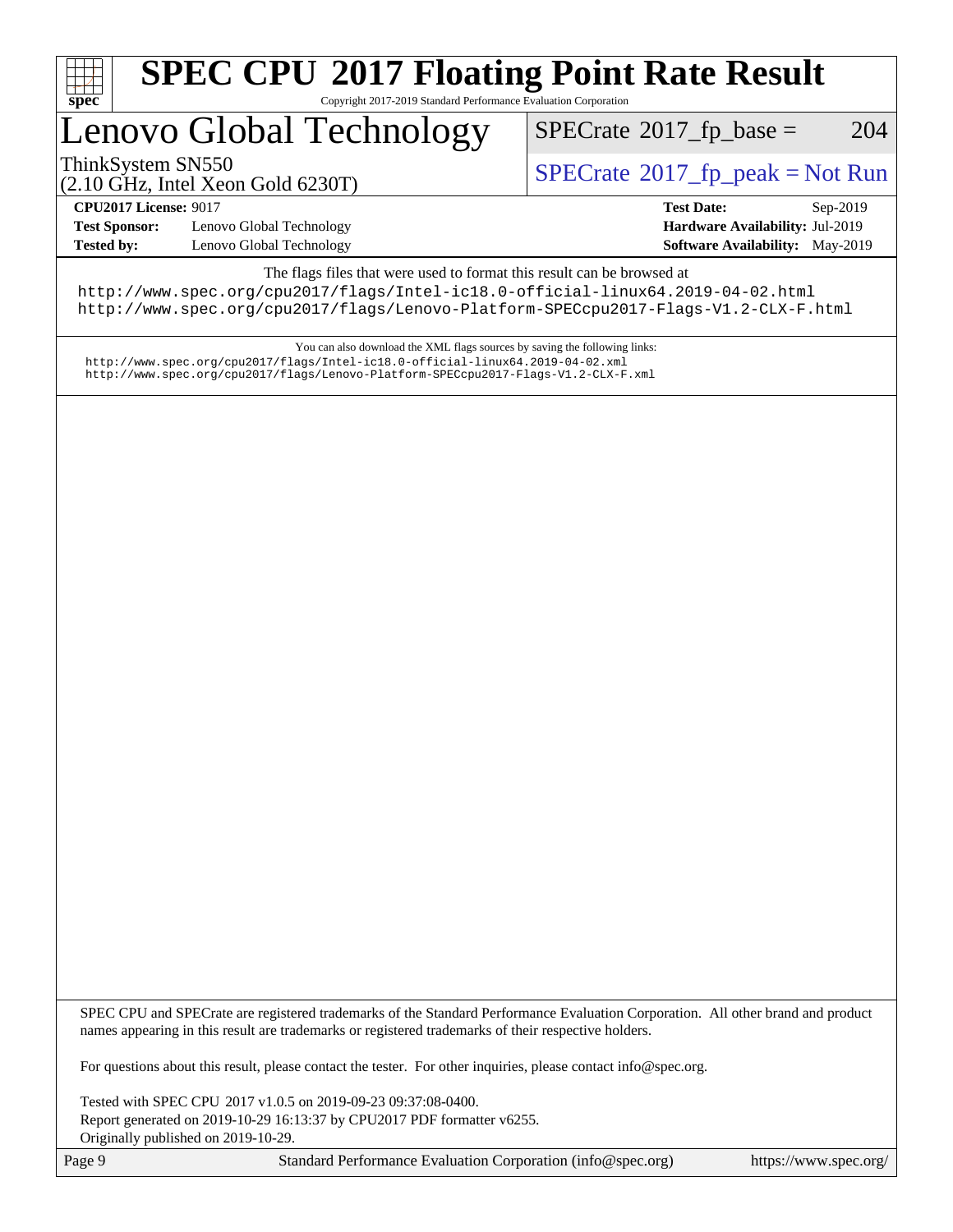The flags files that were used to format this result can be browsed at

http://www.spec.org/cpu2017/flags/Intel-ic18.0-official-linux64.2019-04-02.html
http://www.spec.org/cpu2017/flags/Lenovo-Platform-SPECcpu2017-Flags-V1.2-CLX-F.html

You can also download the XML flags sources by saving the following links:

http://www.spec.org/cpu2017/flags/Intel-ic18.0-official-linux64.2019-04-02.xml
http://www.spec.org/cpu2017/flags/Lenovo-Platform-SPECcpu2017-Flags-V1.2-CLX-F.xml

SPEC CPU and SPECrate are registered trademarks of the Standard Performance Evaluation Corporation. All other brand and product names appearing in this result are trademarks or registered trademarks of their respective holders.

For questions about this result, please contact the tester. For other inquiries, please contact info@spec.org.

Tested with SPEC CPU 2017 v1.0.5 on 2019-09-23 09:37:08-0400.
Report generated on 2019-10-29 16:13:37 by CPU2017 PDF formatter v6255.
Originally published on 2019-10-29.